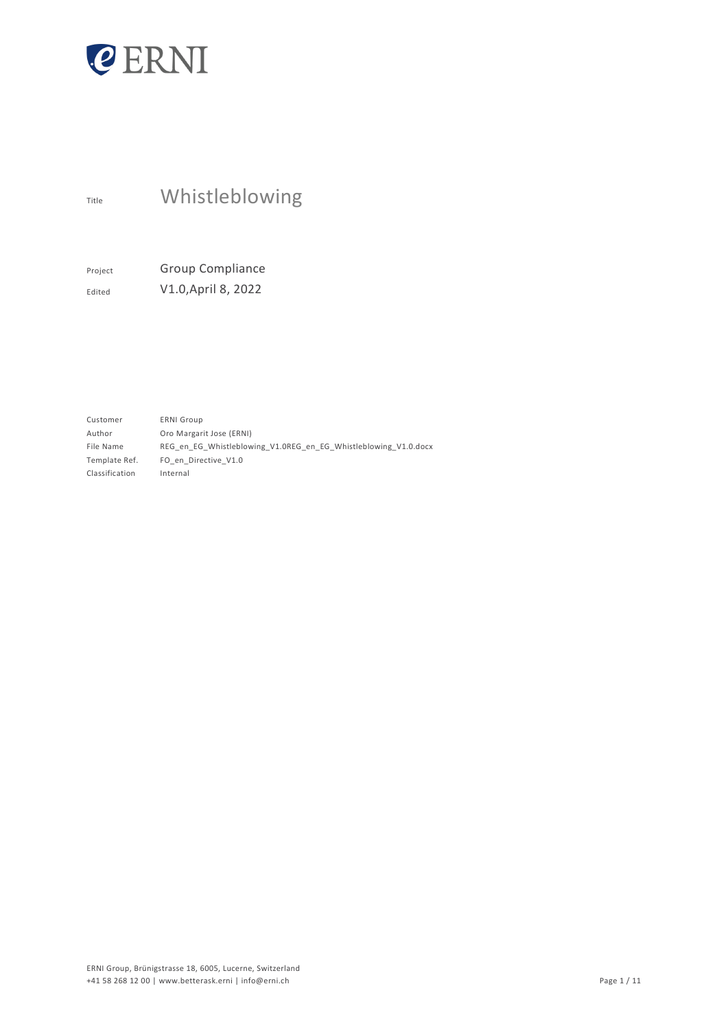ERNI

Title **Whistleblowing**

| | |
|---|---|
| Project | Group Compliance |
| Edited | V1.0,April 8, 2022 |

| | |
|---|---|
| Customer | ERNI Group |
| Author | Oro Margarit Jose (ERNI) |
| File Name | REG_en_EG_Whistleblowing_V1.0REG_en_EG_Whistleblowing_V1.0.docx |
| Template Ref. | FO_en_Directive_V1.0 |
| Classification | Internal |

ERNI Group, Brünigstrasse 18, 6005, Lucerne, Switzerland
+41 58 268 12 00 | www.betterask.erni | info@erni.ch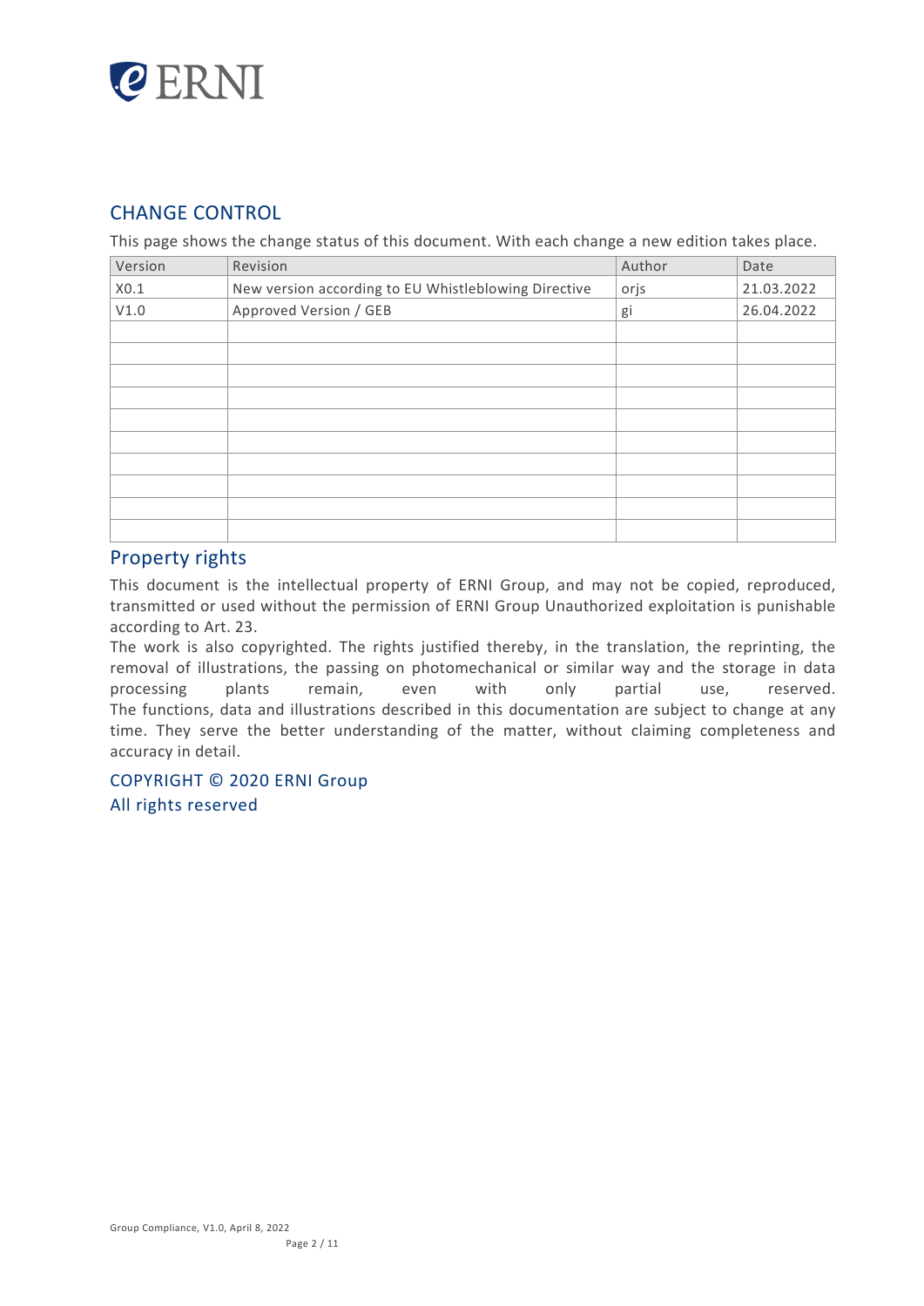## CHANGE CONTROL

This page shows the change status of this document. With each change a new edition takes place.

| Version | Revision | Author | Date |
|---|---|---|---|
| X0.1 | New version according to EU Whistleblowing Directive | orjs | 21.03.2022 |
| V1.0 | Approved Version / GEB | gi | 26.04.2022 |
| | | | |
| | | | |
| | | | |
| | | | |
| | | | |
| | | | |
| | | | |
| | | | |
| | | | |
| | | | |

## Property rights

This document is the intellectual property of ERNI Group, and may not be copied, reproduced, transmitted or used without the permission of ERNI Group Unauthorized exploitation is punishable according to Art. 23.

The work is also copyrighted. The rights justified thereby, in the translation, the reprinting, the removal of illustrations, the passing on photomechanical or similar way and the storage in data processing plants remain, even with only partial use, reserved.

The functions, data and illustrations described in this documentation are subject to change at any time. They serve the better understanding of the matter, without claiming completeness and accuracy in detail.

COPYRIGHT © 2020 ERNI Group
All rights reserved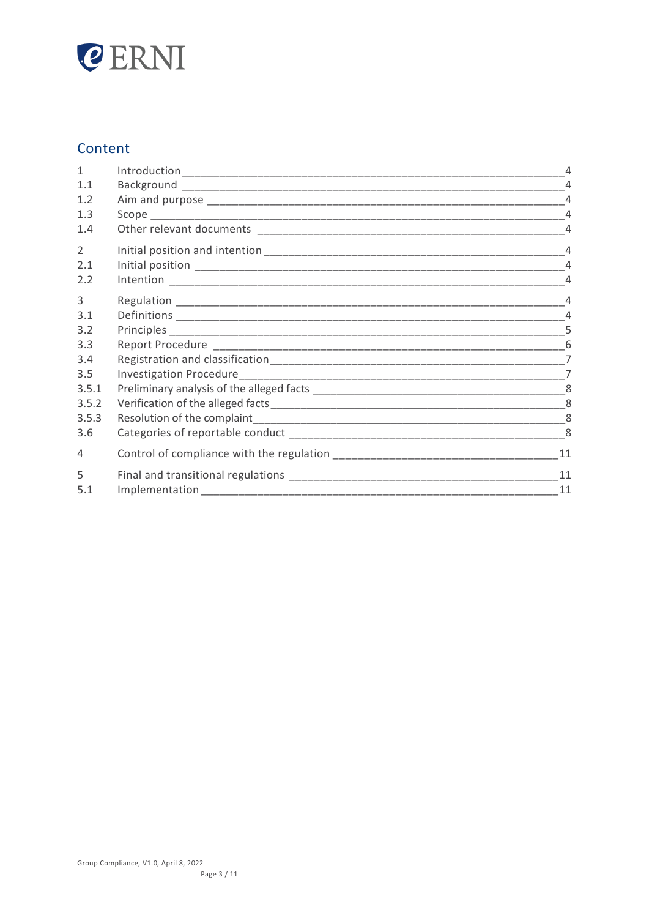## Content

| | | |
|---|---|---|
| 1 | Introduction | 4 |
| 1.1 | Background | 4 |
| 1.2 | Aim and purpose | 4 |
| 1.3 | Scope | 4 |
| 1.4 | Other relevant documents | 4 |
| 2 | Initial position and intention | 4 |
| 2.1 | Initial position | 4 |
| 2.2 | Intention | 4 |
| 3 | Regulation | 4 |
| 3.1 | Definitions | 4 |
| 3.2 | Principles | 5 |
| 3.3 | Report Procedure | 6 |
| 3.4 | Registration and classification | 7 |
| 3.5 | Investigation Procedure | 7 |
| 3.5.1 | Preliminary analysis of the alleged facts | 8 |
| 3.5.2 | Verification of the alleged facts | 8 |
| 3.5.3 | Resolution of the complaint | 8 |
| 3.6 | Categories of reportable conduct | 8 |
| 4 | Control of compliance with the regulation | 11 |
| 5 | Final and transitional regulations | 11 |
| 5.1 | Implementation | 11 |

Group Compliance, V1.0, April 8, 2022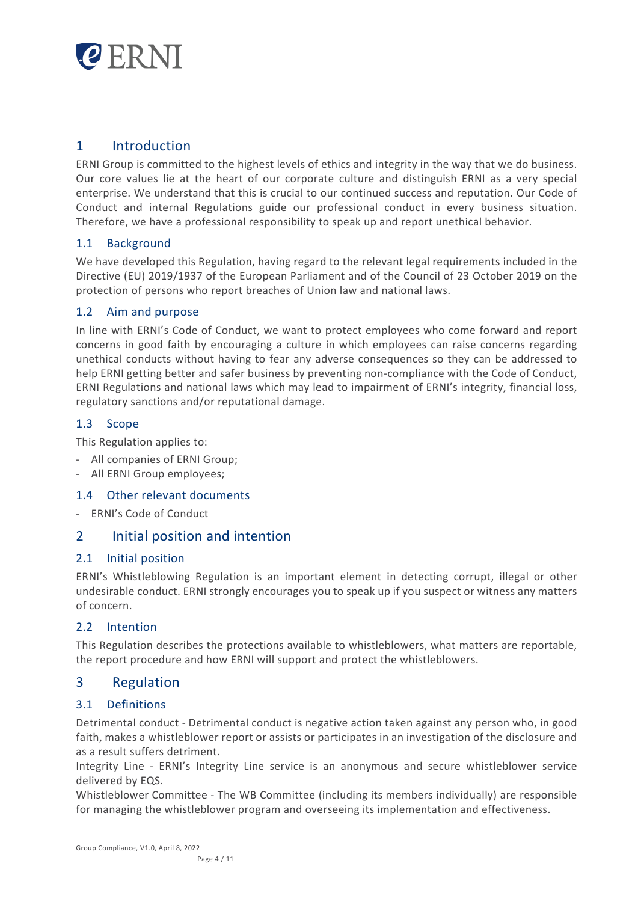# 1 Introduction

ERNI Group is committed to the highest levels of ethics and integrity in the way that we do business. Our core values lie at the heart of our corporate culture and distinguish ERNI as a very special enterprise. We understand that this is crucial to our continued success and reputation. Our Code of Conduct and internal Regulations guide our professional conduct in every business situation. Therefore, we have a professional responsibility to speak up and report unethical behavior.

## 1.1 Background

We have developed this Regulation, having regard to the relevant legal requirements included in the Directive (EU) 2019/1937 of the European Parliament and of the Council of 23 October 2019 on the protection of persons who report breaches of Union law and national laws.

## 1.2 Aim and purpose

In line with ERNI's Code of Conduct, we want to protect employees who come forward and report concerns in good faith by encouraging a culture in which employees can raise concerns regarding unethical conducts without having to fear any adverse consequences so they can be addressed to help ERNI getting better and safer business by preventing non-compliance with the Code of Conduct, ERNI Regulations and national laws which may lead to impairment of ERNI's integrity, financial loss, regulatory sanctions and/or reputational damage.

## 1.3 Scope

This Regulation applies to:

- All companies of ERNI Group;
- All ERNI Group employees;

## 1.4 Other relevant documents

- ERNI's Code of Conduct

# 2 Initial position and intention

## 2.1 Initial position

ERNI's Whistleblowing Regulation is an important element in detecting corrupt, illegal or other undesirable conduct. ERNI strongly encourages you to speak up if you suspect or witness any matters of concern.

## 2.2 Intention

This Regulation describes the protections available to whistleblowers, what matters are reportable, the report procedure and how ERNI will support and protect the whistleblowers.

# 3 Regulation

## 3.1 Definitions

Detrimental conduct - Detrimental conduct is negative action taken against any person who, in good faith, makes a whistleblower report or assists or participates in an investigation of the disclosure and as a result suffers detriment.

Integrity Line - ERNI's Integrity Line service is an anonymous and secure whistleblower service delivered by EQS.

Whistleblower Committee - The WB Committee (including its members individually) are responsible for managing the whistleblower program and overseeing its implementation and effectiveness.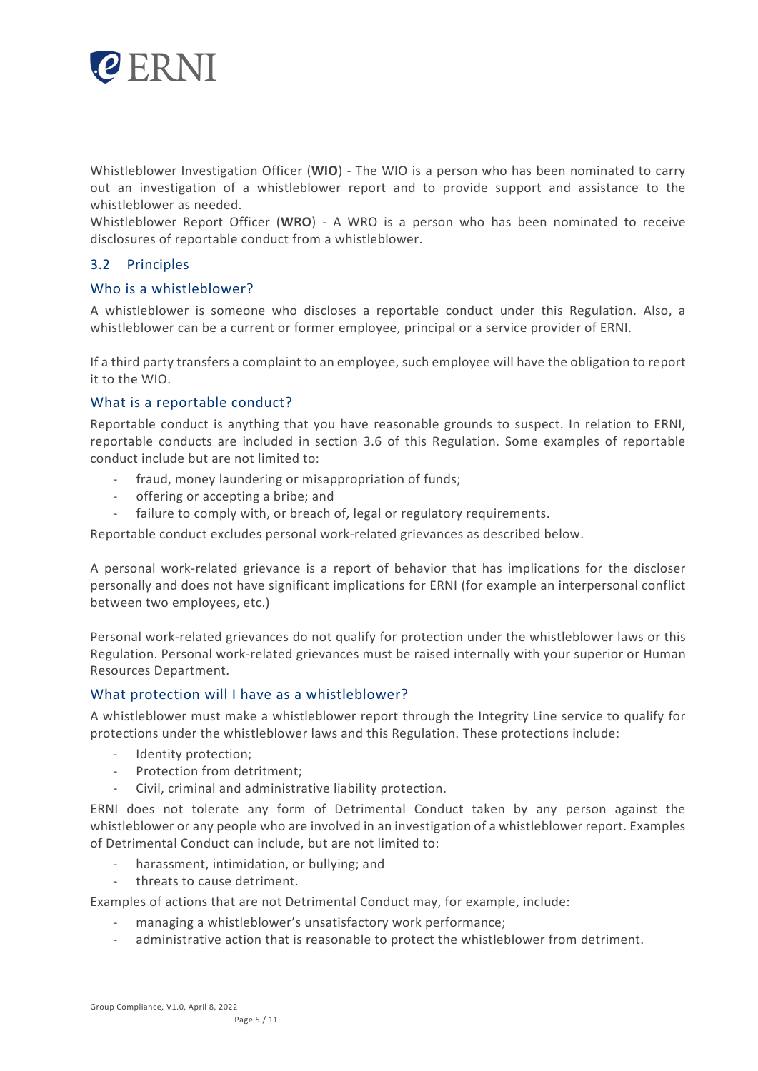Whistleblower Investigation Officer (**WIO**) - The WIO is a person who has been nominated to carry out an investigation of a whistleblower report and to provide support and assistance to the whistleblower as needed.

Whistleblower Report Officer (**WRO**) - A WRO is a person who has been nominated to receive disclosures of reportable conduct from a whistleblower.

## 3.2 Principles

### Who is a whistleblower?

A whistleblower is someone who discloses a reportable conduct under this Regulation. Also, a whistleblower can be a current or former employee, principal or a service provider of ERNI.

If a third party transfers a complaint to an employee, such employee will have the obligation to report it to the WIO.

### What is a reportable conduct?

Reportable conduct is anything that you have reasonable grounds to suspect. In relation to ERNI, reportable conducts are included in section 3.6 of this Regulation. Some examples of reportable conduct include but are not limited to:

- fraud, money laundering or misappropriation of funds;
- offering or accepting a bribe; and
- failure to comply with, or breach of, legal or regulatory requirements.

Reportable conduct excludes personal work-related grievances as described below.

A personal work-related grievance is a report of behavior that has implications for the discloser personally and does not have significant implications for ERNI (for example an interpersonal conflict between two employees, etc.)

Personal work-related grievances do not qualify for protection under the whistleblower laws or this Regulation. Personal work-related grievances must be raised internally with your superior or Human Resources Department.

### What protection will I have as a whistleblower?

A whistleblower must make a whistleblower report through the Integrity Line service to qualify for protections under the whistleblower laws and this Regulation. These protections include:

- Identity protection;
- Protection from detriment;
- Civil, criminal and administrative liability protection.

ERNI does not tolerate any form of Detrimental Conduct taken by any person against the whistleblower or any people who are involved in an investigation of a whistleblower report. Examples of Detrimental Conduct can include, but are not limited to:

- harassment, intimidation, or bullying; and
- threats to cause detriment.

Examples of actions that are not Detrimental Conduct may, for example, include:

- managing a whistleblower's unsatisfactory work performance;
- administrative action that is reasonable to protect the whistleblower from detriment.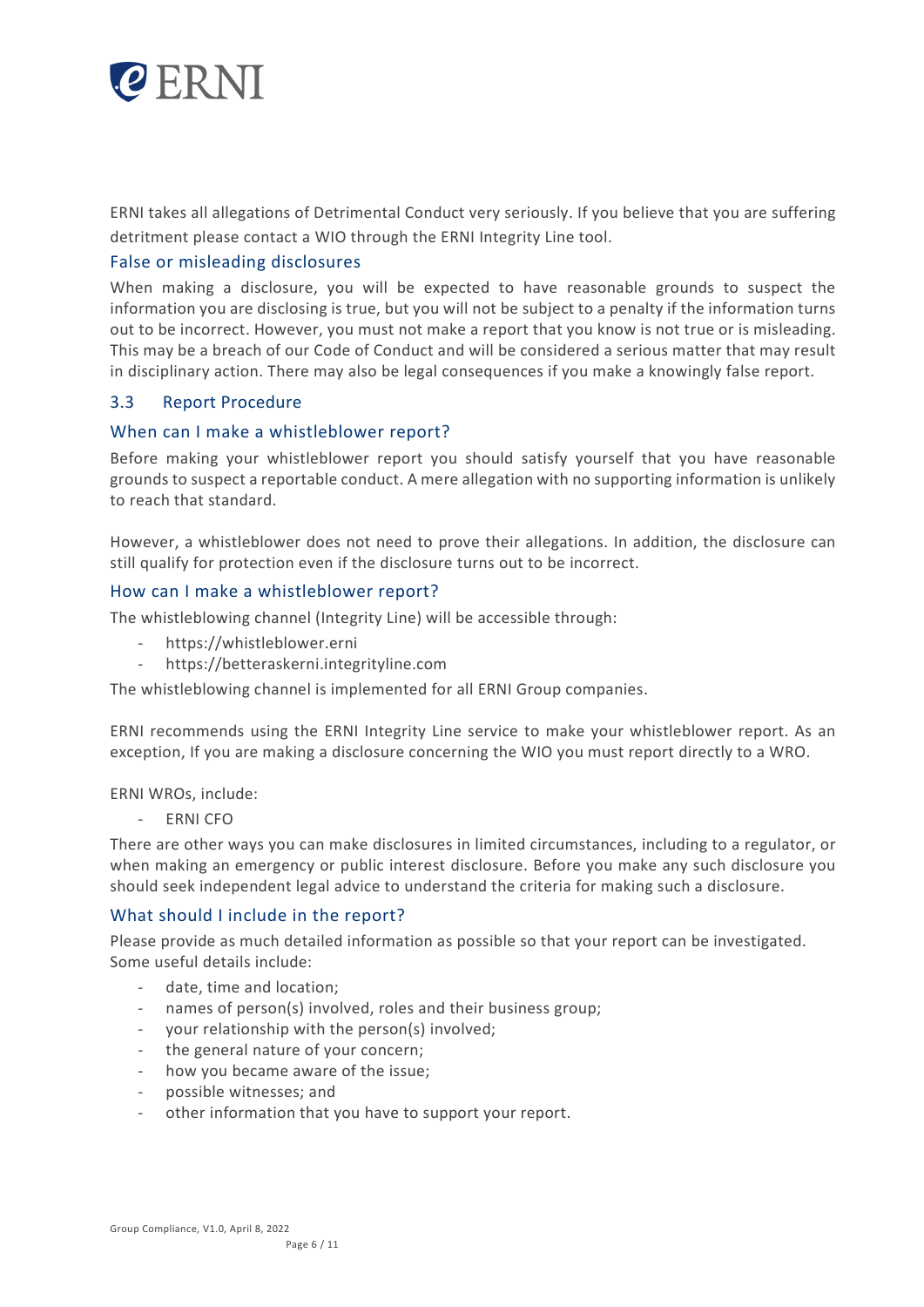ERNI takes all allegations of Detrimental Conduct very seriously. If you believe that you are suffering detriment please contact a WIO through the ERNI Integrity Line tool.

### False or misleading disclosures

When making a disclosure, you will be expected to have reasonable grounds to suspect the information you are disclosing is true, but you will not be subject to a penalty if the information turns out to be incorrect. However, you must not make a report that you know is not true or is misleading. This may be a breach of our Code of Conduct and will be considered a serious matter that may result in disciplinary action. There may also be legal consequences if you make a knowingly false report.

## 3.3 Report Procedure

### When can I make a whistleblower report?

Before making your whistleblower report you should satisfy yourself that you have reasonable grounds to suspect a reportable conduct. A mere allegation with no supporting information is unlikely to reach that standard.

However, a whistleblower does not need to prove their allegations. In addition, the disclosure can still qualify for protection even if the disclosure turns out to be incorrect.

### How can I make a whistleblower report?

The whistleblowing channel (Integrity Line) will be accessible through:

- https://whistleblower.erni
- https://betteraskerni.integrityline.com

The whistleblowing channel is implemented for all ERNI Group companies.

ERNI recommends using the ERNI Integrity Line service to make your whistleblower report. As an exception, If you are making a disclosure concerning the WIO you must report directly to a WRO.

ERNI WROs, include:

- ERNI CFO

There are other ways you can make disclosures in limited circumstances, including to a regulator, or when making an emergency or public interest disclosure. Before you make any such disclosure you should seek independent legal advice to understand the criteria for making such a disclosure.

### What should I include in the report?

Please provide as much detailed information as possible so that your report can be investigated. Some useful details include:

- date, time and location;
- names of person(s) involved, roles and their business group;
- your relationship with the person(s) involved;
- the general nature of your concern;
- how you became aware of the issue;
- possible witnesses; and
- other information that you have to support your report.

Group Compliance, V1.0, April 8, 2022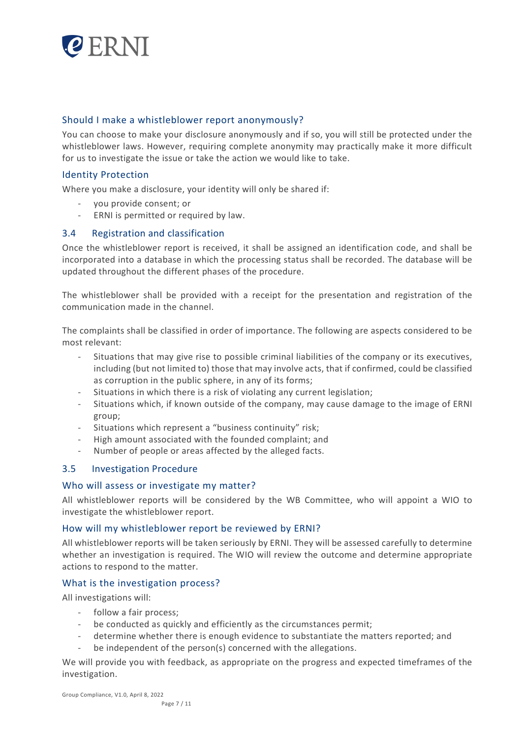### Should I make a whistleblower report anonymously?

You can choose to make your disclosure anonymously and if so, you will still be protected under the whistleblower laws. However, requiring complete anonymity may practically make it more difficult for us to investigate the issue or take the action we would like to take.

### Identity Protection

Where you make a disclosure, your identity will only be shared if:

- you provide consent; or
- ERNI is permitted or required by law.

## 3.4 Registration and classification

Once the whistleblower report is received, it shall be assigned an identification code, and shall be incorporated into a database in which the processing status shall be recorded. The database will be updated throughout the different phases of the procedure.

The whistleblower shall be provided with a receipt for the presentation and registration of the communication made in the channel.

The complaints shall be classified in order of importance. The following are aspects considered to be most relevant:

- Situations that may give rise to possible criminal liabilities of the company or its executives, including (but not limited to) those that may involve acts, that if confirmed, could be classified as corruption in the public sphere, in any of its forms;
- Situations in which there is a risk of violating any current legislation;
- Situations which, if known outside of the company, may cause damage to the image of ERNI group;
- Situations which represent a "business continuity" risk;
- High amount associated with the founded complaint; and
- Number of people or areas affected by the alleged facts.

## 3.5 Investigation Procedure

### Who will assess or investigate my matter?

All whistleblower reports will be considered by the WB Committee, who will appoint a WIO to investigate the whistleblower report.

### How will my whistleblower report be reviewed by ERNI?

All whistleblower reports will be taken seriously by ERNI. They will be assessed carefully to determine whether an investigation is required. The WIO will review the outcome and determine appropriate actions to respond to the matter.

### What is the investigation process?

All investigations will:

- follow a fair process;
- be conducted as quickly and efficiently as the circumstances permit;
- determine whether there is enough evidence to substantiate the matters reported; and
- be independent of the person(s) concerned with the allegations.

We will provide you with feedback, as appropriate on the progress and expected timeframes of the investigation.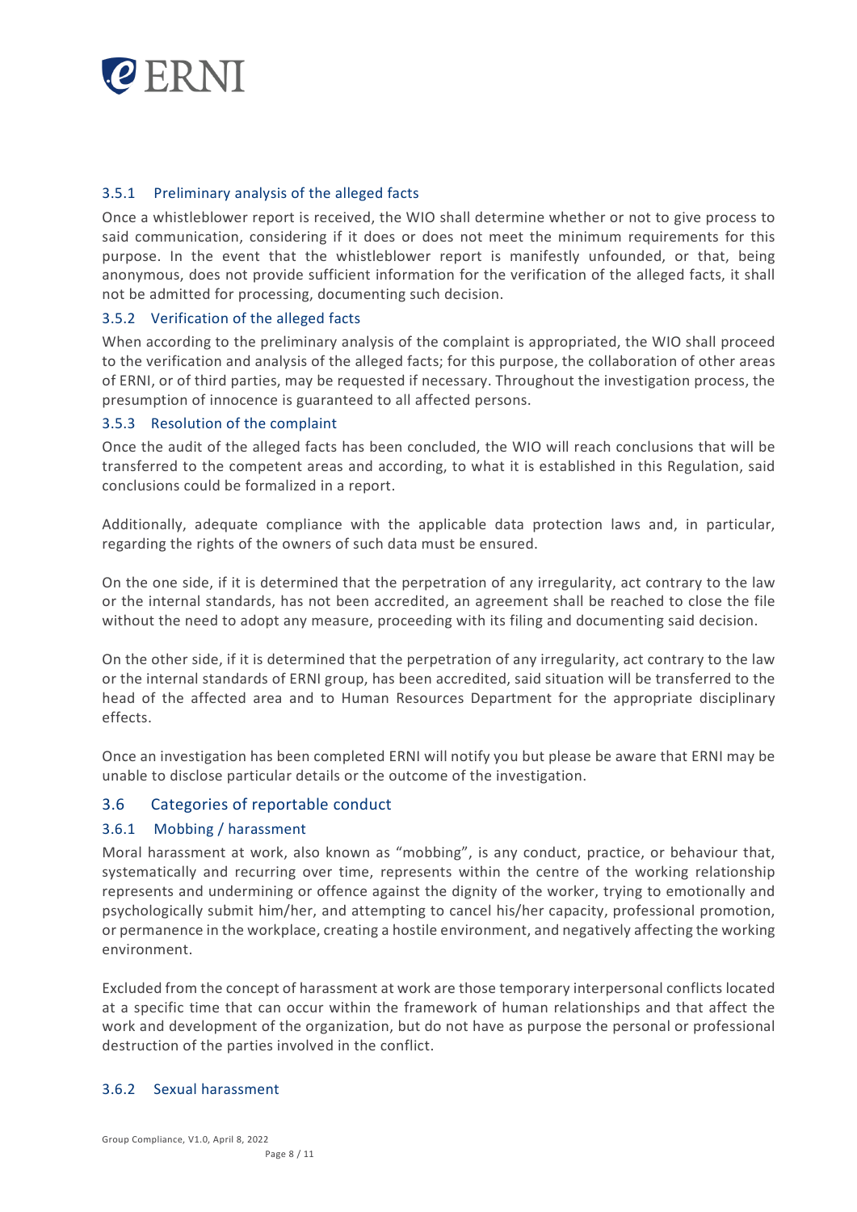#### 3.5.1 Preliminary analysis of the alleged facts

Once a whistleblower report is received, the WIO shall determine whether or not to give process to said communication, considering if it does or does not meet the minimum requirements for this purpose. In the event that the whistleblower report is manifestly unfounded, or that, being anonymous, does not provide sufficient information for the verification of the alleged facts, it shall not be admitted for processing, documenting such decision.

#### 3.5.2 Verification of the alleged facts

When according to the preliminary analysis of the complaint is appropriated, the WIO shall proceed to the verification and analysis of the alleged facts; for this purpose, the collaboration of other areas of ERNI, or of third parties, may be requested if necessary. Throughout the investigation process, the presumption of innocence is guaranteed to all affected persons.

#### 3.5.3 Resolution of the complaint

Once the audit of the alleged facts has been concluded, the WIO will reach conclusions that will be transferred to the competent areas and according, to what it is established in this Regulation, said conclusions could be formalized in a report.

Additionally, adequate compliance with the applicable data protection laws and, in particular, regarding the rights of the owners of such data must be ensured.

On the one side, if it is determined that the perpetration of any irregularity, act contrary to the law or the internal standards, has not been accredited, an agreement shall be reached to close the file without the need to adopt any measure, proceeding with its filing and documenting said decision.

On the other side, if it is determined that the perpetration of any irregularity, act contrary to the law or the internal standards of ERNI group, has been accredited, said situation will be transferred to the head of the affected area and to Human Resources Department for the appropriate disciplinary effects.

Once an investigation has been completed ERNI will notify you but please be aware that ERNI may be unable to disclose particular details or the outcome of the investigation.

### 3.6 Categories of reportable conduct

#### 3.6.1 Mobbing / harassment

Moral harassment at work, also known as "mobbing", is any conduct, practice, or behaviour that, systematically and recurring over time, represents within the centre of the working relationship represents and undermining or offence against the dignity of the worker, trying to emotionally and psychologically submit him/her, and attempting to cancel his/her capacity, professional promotion, or permanence in the workplace, creating a hostile environment, and negatively affecting the working environment.

Excluded from the concept of harassment at work are those temporary interpersonal conflicts located at a specific time that can occur within the framework of human relationships and that affect the work and development of the organization, but do not have as purpose the personal or professional destruction of the parties involved in the conflict.

#### 3.6.2 Sexual harassment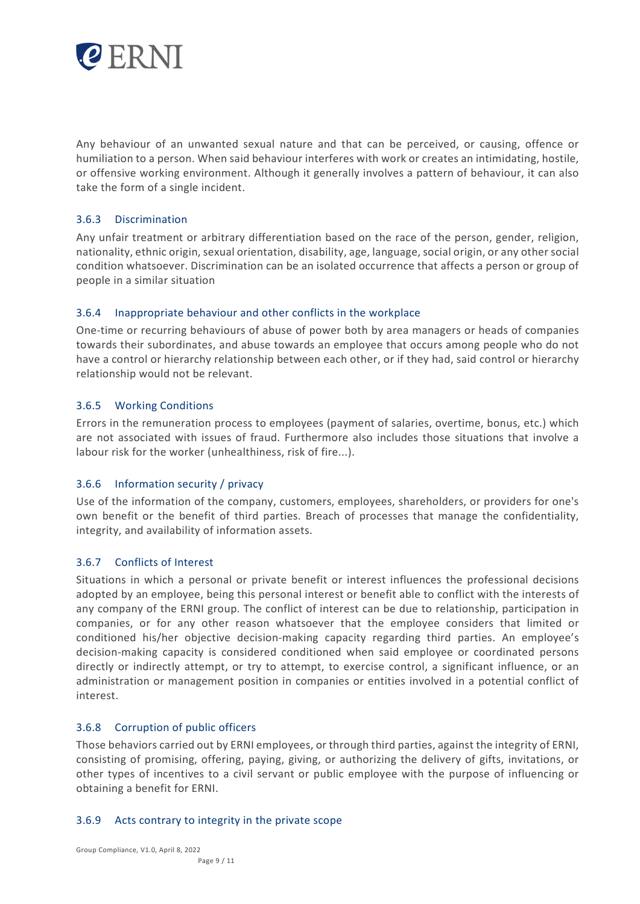Any behaviour of an unwanted sexual nature and that can be perceived, or causing, offence or humiliation to a person. When said behaviour interferes with work or creates an intimidating, hostile, or offensive working environment. Although it generally involves a pattern of behaviour, it can also take the form of a single incident.

### 3.6.3 Discrimination

Any unfair treatment or arbitrary differentiation based on the race of the person, gender, religion, nationality, ethnic origin, sexual orientation, disability, age, language, social origin, or any other social condition whatsoever. Discrimination can be an isolated occurrence that affects a person or group of people in a similar situation

### 3.6.4 Inappropriate behaviour and other conflicts in the workplace

One-time or recurring behaviours of abuse of power both by area managers or heads of companies towards their subordinates, and abuse towards an employee that occurs among people who do not have a control or hierarchy relationship between each other, or if they had, said control or hierarchy relationship would not be relevant.

### 3.6.5 Working Conditions

Errors in the remuneration process to employees (payment of salaries, overtime, bonus, etc.) which are not associated with issues of fraud. Furthermore also includes those situations that involve a labour risk for the worker (unhealthiness, risk of fire...).

### 3.6.6 Information security / privacy

Use of the information of the company, customers, employees, shareholders, or providers for one's own benefit or the benefit of third parties. Breach of processes that manage the confidentiality, integrity, and availability of information assets.

### 3.6.7 Conflicts of Interest

Situations in which a personal or private benefit or interest influences the professional decisions adopted by an employee, being this personal interest or benefit able to conflict with the interests of any company of the ERNI group. The conflict of interest can be due to relationship, participation in companies, or for any other reason whatsoever that the employee considers that limited or conditioned his/her objective decision-making capacity regarding third parties. An employee's decision-making capacity is considered conditioned when said employee or coordinated persons directly or indirectly attempt, or try to attempt, to exercise control, a significant influence, or an administration or management position in companies or entities involved in a potential conflict of interest.

### 3.6.8 Corruption of public officers

Those behaviors carried out by ERNI employees, or through third parties, against the integrity of ERNI, consisting of promising, offering, paying, giving, or authorizing the delivery of gifts, invitations, or other types of incentives to a civil servant or public employee with the purpose of influencing or obtaining a benefit for ERNI.

### 3.6.9 Acts contrary to integrity in the private scope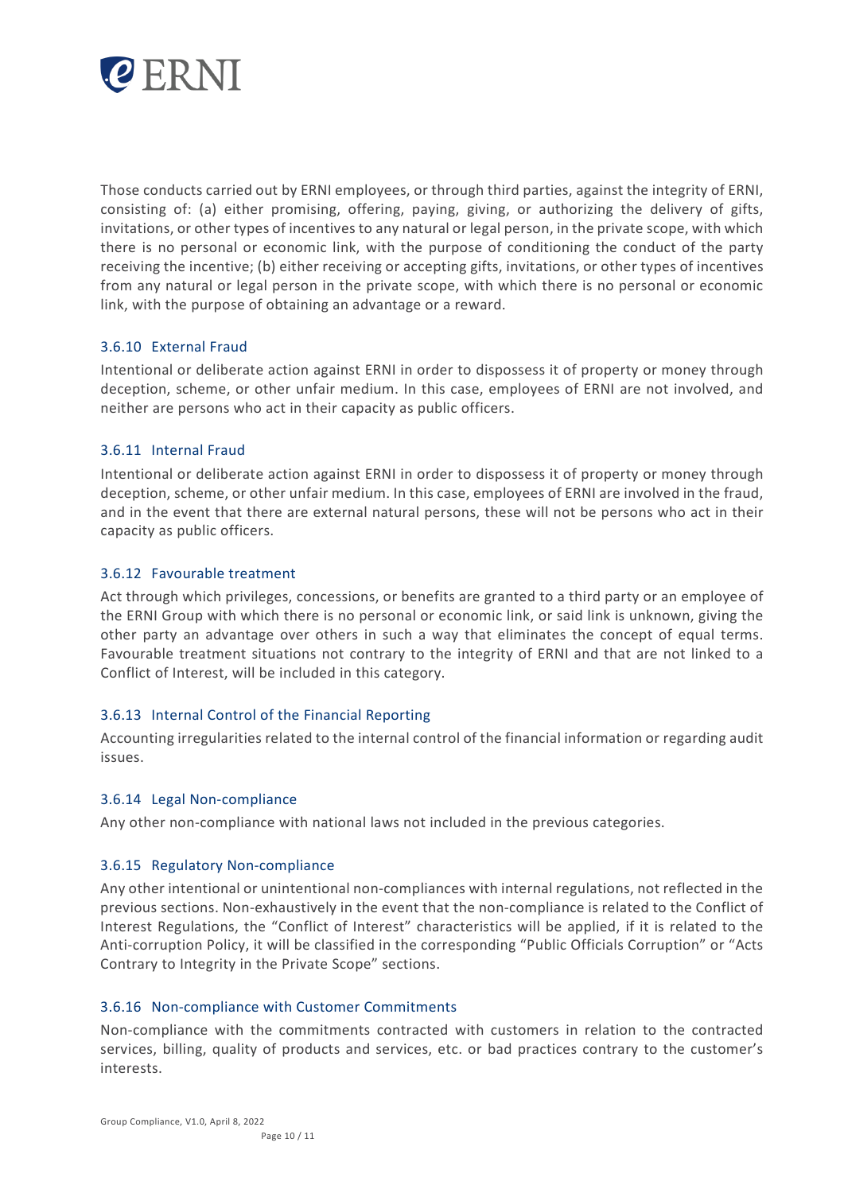Those conducts carried out by ERNI employees, or through third parties, against the integrity of ERNI, consisting of: (a) either promising, offering, paying, giving, or authorizing the delivery of gifts, invitations, or other types of incentives to any natural or legal person, in the private scope, with which there is no personal or economic link, with the purpose of conditioning the conduct of the party receiving the incentive; (b) either receiving or accepting gifts, invitations, or other types of incentives from any natural or legal person in the private scope, with which there is no personal or economic link, with the purpose of obtaining an advantage or a reward.

### 3.6.10 External Fraud

Intentional or deliberate action against ERNI in order to dispossess it of property or money through deception, scheme, or other unfair medium. In this case, employees of ERNI are not involved, and neither are persons who act in their capacity as public officers.

### 3.6.11 Internal Fraud

Intentional or deliberate action against ERNI in order to dispossess it of property or money through deception, scheme, or other unfair medium. In this case, employees of ERNI are involved in the fraud, and in the event that there are external natural persons, these will not be persons who act in their capacity as public officers.

### 3.6.12 Favourable treatment

Act through which privileges, concessions, or benefits are granted to a third party or an employee of the ERNI Group with which there is no personal or economic link, or said link is unknown, giving the other party an advantage over others in such a way that eliminates the concept of equal terms. Favourable treatment situations not contrary to the integrity of ERNI and that are not linked to a Conflict of Interest, will be included in this category.

### 3.6.13 Internal Control of the Financial Reporting

Accounting irregularities related to the internal control of the financial information or regarding audit issues.

### 3.6.14 Legal Non-compliance

Any other non-compliance with national laws not included in the previous categories.

### 3.6.15 Regulatory Non-compliance

Any other intentional or unintentional non-compliances with internal regulations, not reflected in the previous sections. Non-exhaustively in the event that the non-compliance is related to the Conflict of Interest Regulations, the "Conflict of Interest" characteristics will be applied, if it is related to the Anti-corruption Policy, it will be classified in the corresponding "Public Officials Corruption" or "Acts Contrary to Integrity in the Private Scope" sections.

### 3.6.16 Non-compliance with Customer Commitments

Non-compliance with the commitments contracted with customers in relation to the contracted services, billing, quality of products and services, etc. or bad practices contrary to the customer's interests.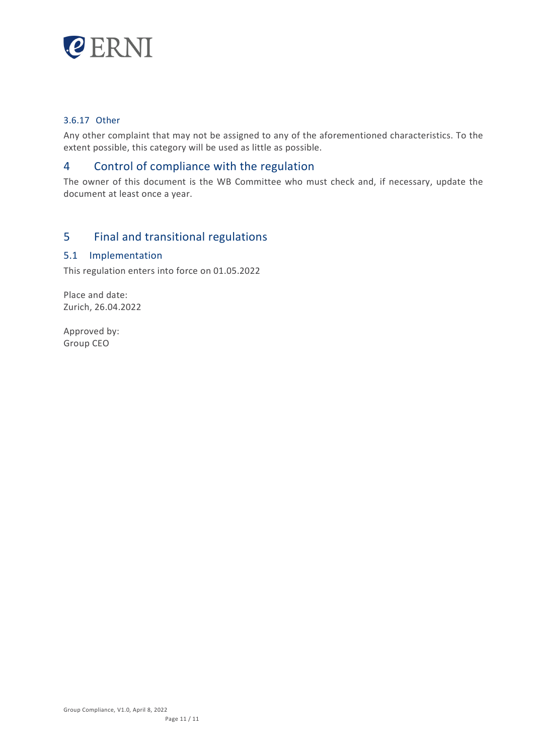#### 3.6.17 Other

Any other complaint that may not be assigned to any of the aforementioned characteristics. To the extent possible, this category will be used as little as possible.

# 4 Control of compliance with the regulation

The owner of this document is the WB Committee who must check and, if necessary, update the document at least once a year.

# 5 Final and transitional regulations

## 5.1 Implementation

This regulation enters into force on 01.05.2022

Place and date:
Zurich, 26.04.2022

Approved by:
Group CEO